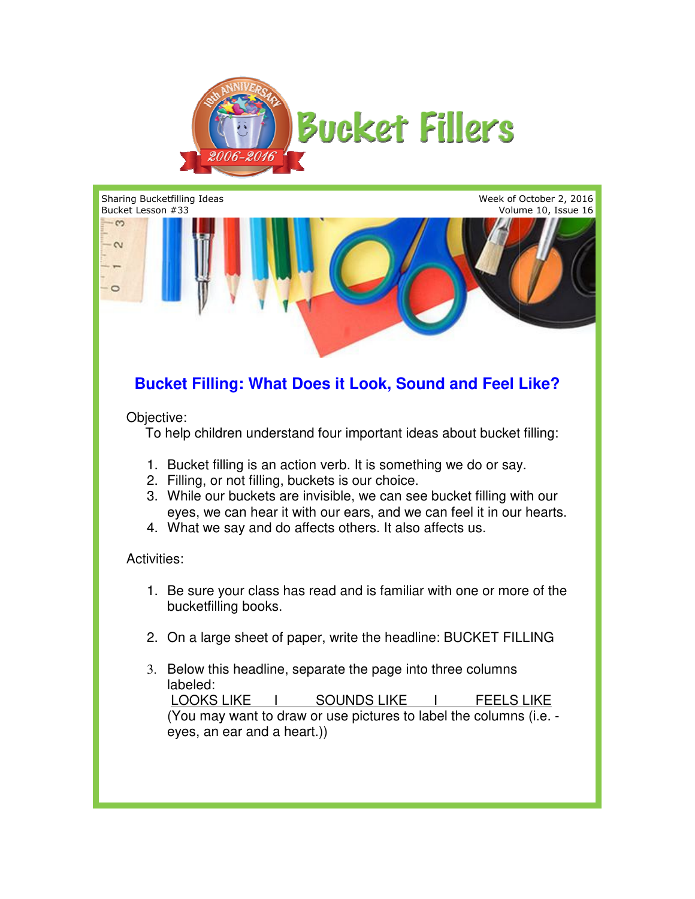# Bucket Fillers

Sharing Bucketfilling Ideas
Bucket Lesson #33

Week of October 2, 2016
Volume 10, Issue 16

## Bucket Filling: What Does it Look, Sound and Feel Like?

Objective:

To help children understand four important ideas about bucket filling:

1. Bucket filling is an action verb. It is something we do or say.
2. Filling, or not filling, buckets is our choice.
3. While our buckets are invisible, we can see bucket filling with our eyes, we can hear it with our ears, and we can feel it in our hearts.
4. What we say and do affects others. It also affects us.

Activities:

1. Be sure your class has read and is familiar with one or more of the bucketfilling books.
2. On a large sheet of paper, write the headline: BUCKET FILLING
3. Below this headline, separate the page into three columns labeled:
   LOOKS LIKE I SOUNDS LIKE I FEELS LIKE
   (You may want to draw or use pictures to label the columns (i.e. - eyes, an ear and a heart.))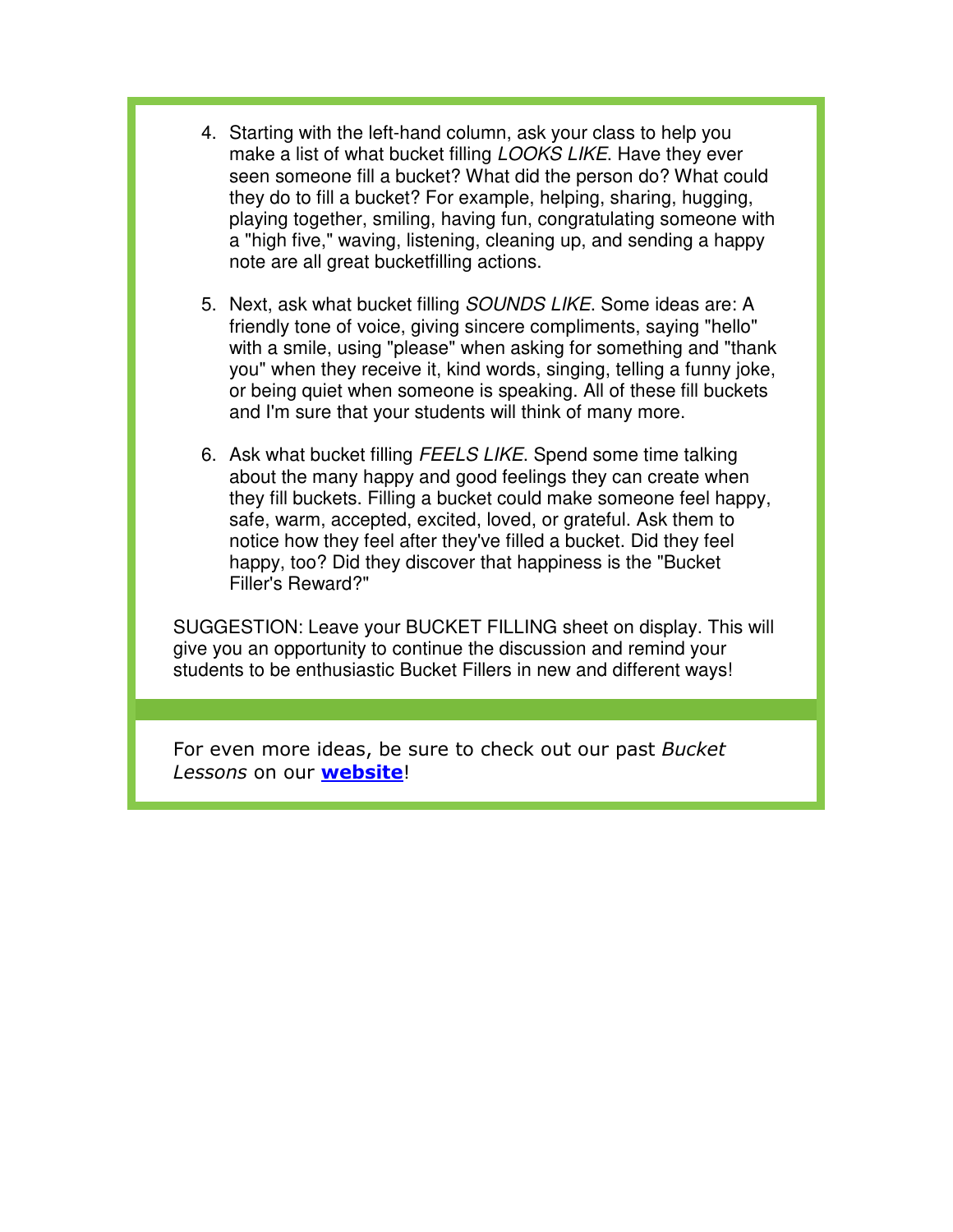4. Starting with the left-hand column, ask your class to help you make a list of what bucket filling *LOOKS LIKE*. Have they ever seen someone fill a bucket? What did the person do? What could they do to fill a bucket? For example, helping, sharing, hugging, playing together, smiling, having fun, congratulating someone with a "high five," waving, listening, cleaning up, and sending a happy note are all great bucketfilling actions.

5. Next, ask what bucket filling *SOUNDS LIKE*. Some ideas are: A friendly tone of voice, giving sincere compliments, saying "hello" with a smile, using "please" when asking for something and "thank you" when they receive it, kind words, singing, telling a funny joke, or being quiet when someone is speaking. All of these fill buckets and I'm sure that your students will think of many more.

6. Ask what bucket filling *FEELS LIKE*. Spend some time talking about the many happy and good feelings they can create when they fill buckets. Filling a bucket could make someone feel happy, safe, warm, accepted, excited, loved, or grateful. Ask them to notice how they feel after they've filled a bucket. Did they feel happy, too? Did they discover that happiness is the "Bucket Filler's Reward?"

SUGGESTION: Leave your BUCKET FILLING sheet on display. This will give you an opportunity to continue the discussion and remind your students to be enthusiastic Bucket Fillers in new and different ways!

---

For even more ideas, be sure to check out our past *Bucket Lessons* on our **website**!